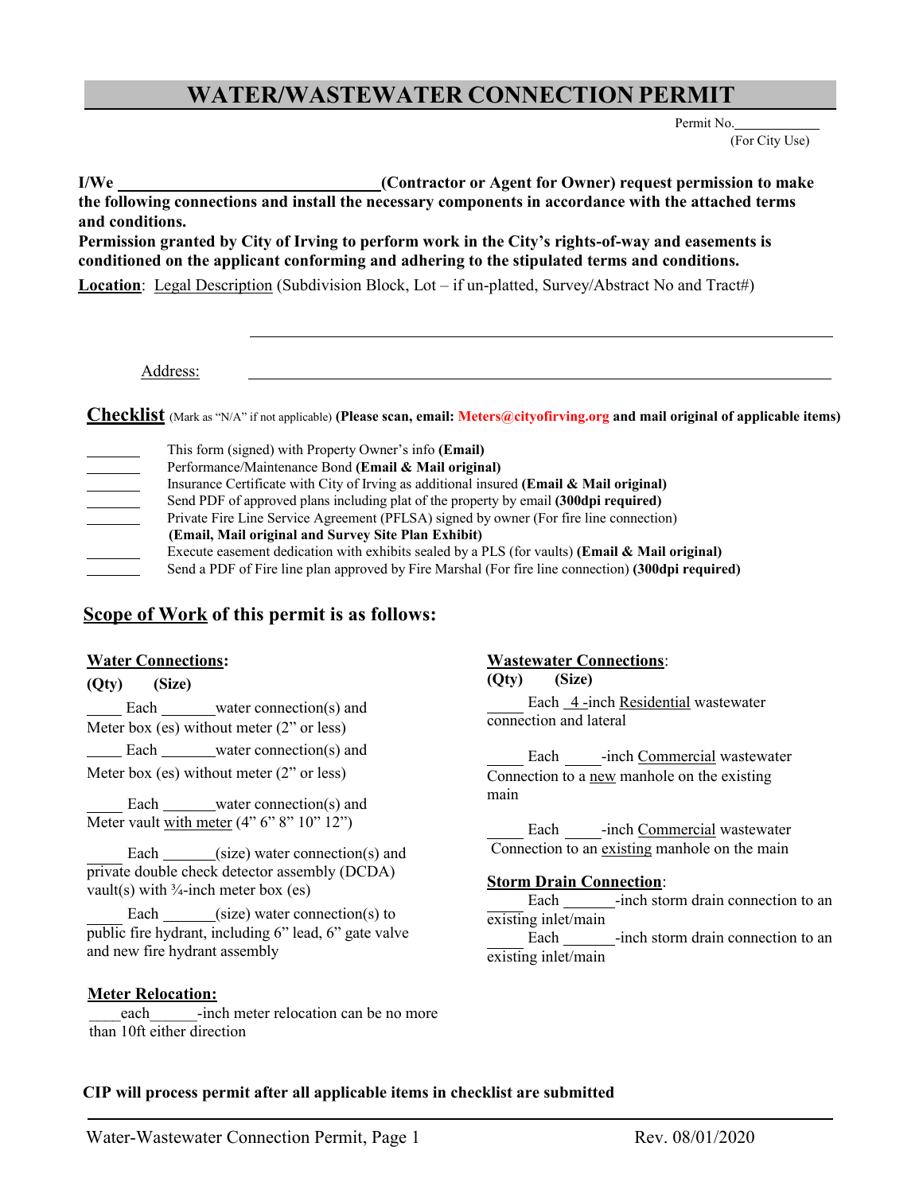# WATER/WASTEWATER CONNECTION PERMIT

Permit No.___________
(For City Use)

**I/We ______________________________(Contractor or Agent for Owner) request permission to make the following connections and install the necessary components in accordance with the attached terms and conditions.**

**Permission granted by City of Irving to perform work in the City's rights-of-way and easements is conditioned on the applicant conforming and adhering to the stipulated terms and conditions.**

**Location**: Legal Description (Subdivision Block, Lot – if un-platted, Survey/Abstract No and Tract#)

______________________________________________________________

Address: ______________________________________________________________

## Checklist (Mark as "N/A" if not applicable) (Please scan, email: Meters@cityofirving.org and mail original of applicable items)

_______ This form (signed) with Property Owner's info **(Email)**
_______ Performance/Maintenance Bond **(Email & Mail original)**
_______ Insurance Certificate with City of Irving as additional insured **(Email & Mail original)**
_______ Send PDF of approved plans including plat of the property by email **(300dpi required)**
_______ Private Fire Line Service Agreement (PFLSA) signed by owner (For fire line connection) **(Email, Mail original and Survey Site Plan Exhibit)**
_______ Execute easement dedication with exhibits sealed by a PLS (for vaults) **(Email & Mail original)**
_______ Send a PDF of Fire line plan approved by Fire Marshal (For fire line connection) **(300dpi required)**

## Scope of Work of this permit is as follows:

**Water Connections:**

**(Qty) (Size)**

_____ Each _______water connection(s) and Meter box (es) without meter (2" or less)

_____ Each _______water connection(s) and Meter box (es) without meter (2" or less)

_____ Each _______water connection(s) and Meter vault with meter (4" 6" 8" 10" 12")

_____ Each _______(size) water connection(s) and private double check detector assembly (DCDA) vault(s) with ¾-inch meter box (es)

_____ Each _______(size) water connection(s) to public fire hydrant, including 6" lead, 6" gate valve and new fire hydrant assembly

**Meter Relocation:**

____each______-inch meter relocation can be no more than 10ft either direction

**Wastewater Connections:**

**(Qty) (Size)**

_____ Each _4_-inch Residential wastewater connection and lateral

_____ Each _____-inch Commercial wastewater Connection to a new manhole on the existing main

_____ Each _____-inch Commercial wastewater Connection to an existing manhole on the main

**Storm Drain Connection:**

_____ Each _______-inch storm drain connection to an existing inlet/main
_____ Each _______-inch storm drain connection to an existing inlet/main

**CIP will process permit after all applicable items in checklist are submitted**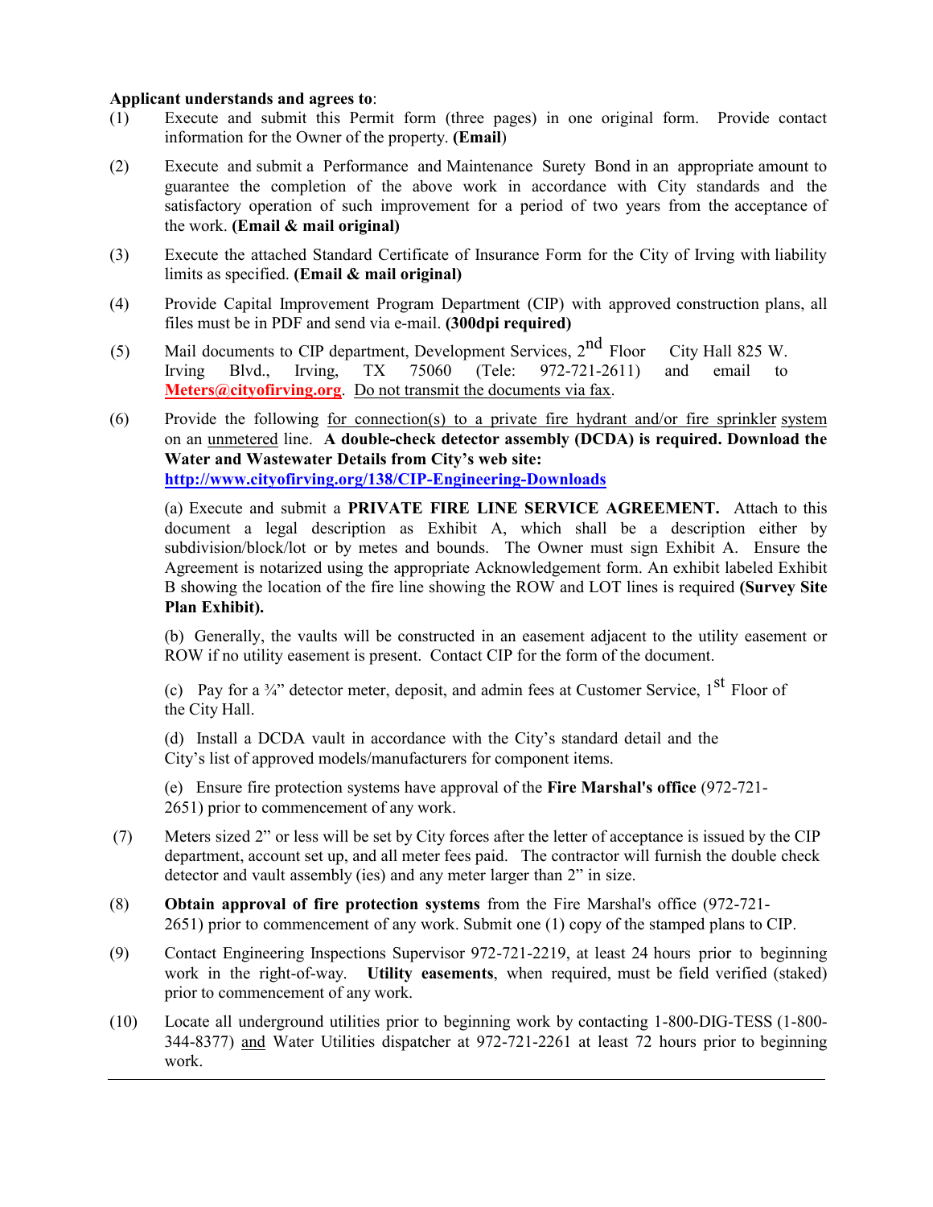**Applicant understands and agrees to**:

(1) Execute and submit this Permit form (three pages) in one original form. Provide contact information for the Owner of the property. **(Email)**

(2) Execute and submit a Performance and Maintenance Surety Bond in an appropriate amount to guarantee the completion of the above work in accordance with City standards and the satisfactory operation of such improvement for a period of two years from the acceptance of the work. **(Email & mail original)**

(3) Execute the attached Standard Certificate of Insurance Form for the City of Irving with liability limits as specified. **(Email & mail original)**

(4) Provide Capital Improvement Program Department (CIP) with approved construction plans, all files must be in PDF and send via e-mail. **(300dpi required)**

(5) Mail documents to CIP department, Development Services, 2nd Floor City Hall 825 W. Irving Blvd., Irving, TX 75060 (Tele: 972-721-2611) and email to **Meters@cityofirving.org**. Do not transmit the documents via fax.

(6) Provide the following for connection(s) to a private fire hydrant and/or fire sprinkler system on an unmetered line. **A double-check detector assembly (DCDA) is required. Download the Water and Wastewater Details from City's web site:** **http://www.cityofirving.org/138/CIP-Engineering-Downloads**

(a) Execute and submit a **PRIVATE FIRE LINE SERVICE AGREEMENT.** Attach to this document a legal description as Exhibit A, which shall be a description either by subdivision/block/lot or by metes and bounds. The Owner must sign Exhibit A. Ensure the Agreement is notarized using the appropriate Acknowledgement form. An exhibit labeled Exhibit B showing the location of the fire line showing the ROW and LOT lines is required **(Survey Site Plan Exhibit).**

(b) Generally, the vaults will be constructed in an easement adjacent to the utility easement or ROW if no utility easement is present. Contact CIP for the form of the document.

(c) Pay for a ¾" detector meter, deposit, and admin fees at Customer Service, 1st Floor of the City Hall.

(d) Install a DCDA vault in accordance with the City's standard detail and the City's list of approved models/manufacturers for component items.

(e) Ensure fire protection systems have approval of the **Fire Marshal's office** (972-721-2651) prior to commencement of any work.

(7) Meters sized 2" or less will be set by City forces after the letter of acceptance is issued by the CIP department, account set up, and all meter fees paid. The contractor will furnish the double check detector and vault assembly (ies) and any meter larger than 2" in size.

(8) **Obtain approval of fire protection systems** from the Fire Marshal's office (972-721-2651) prior to commencement of any work. Submit one (1) copy of the stamped plans to CIP.

(9) Contact Engineering Inspections Supervisor 972-721-2219, at least 24 hours prior to beginning work in the right-of-way. **Utility easements**, when required, must be field verified (staked) prior to commencement of any work.

(10) Locate all underground utilities prior to beginning work by contacting 1-800-DIG-TESS (1-800-344-8377) and Water Utilities dispatcher at 972-721-2261 at least 72 hours prior to beginning work.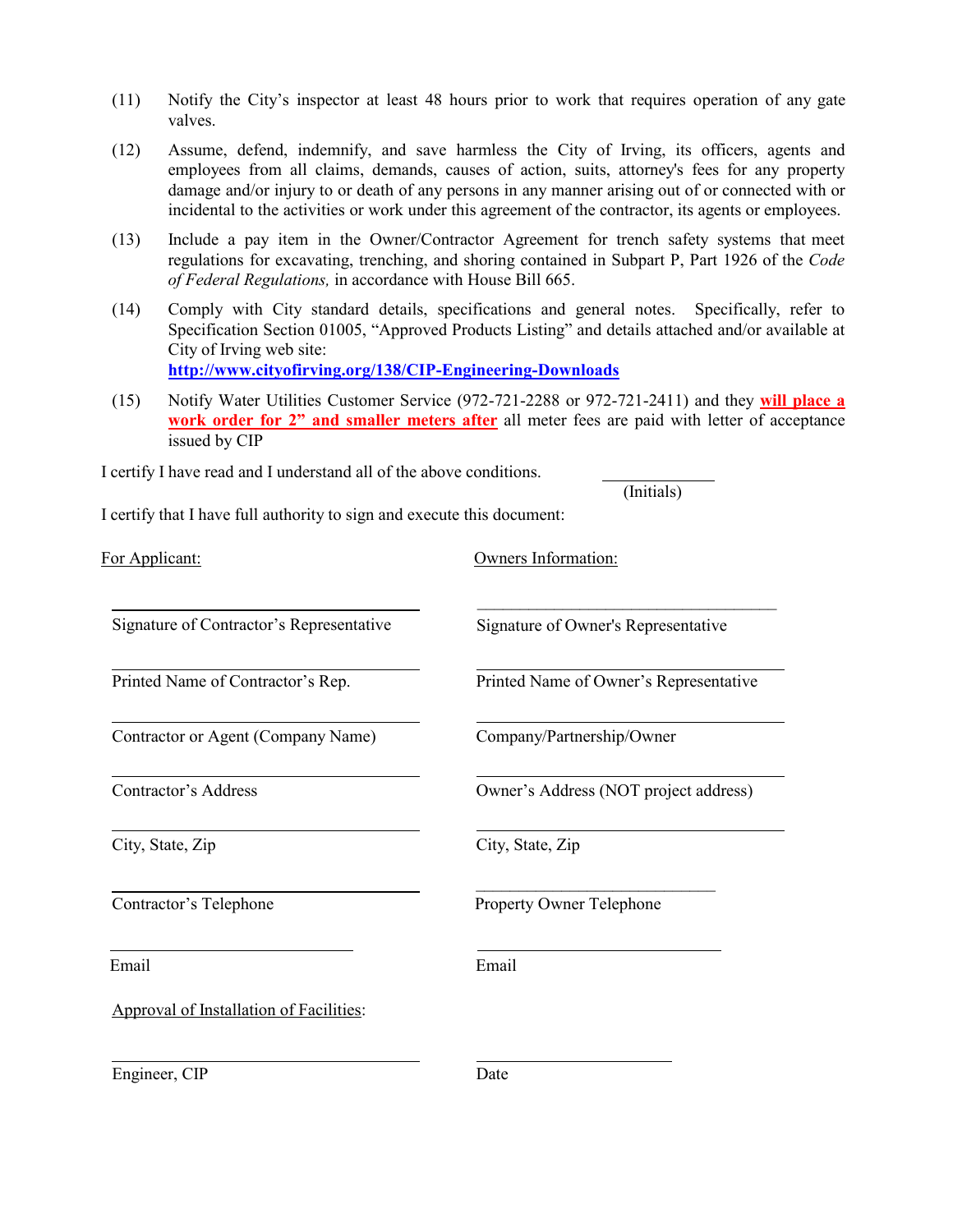(11) Notify the City's inspector at least 48 hours prior to work that requires operation of any gate valves.

(12) Assume, defend, indemnify, and save harmless the City of Irving, its officers, agents and employees from all claims, demands, causes of action, suits, attorney's fees for any property damage and/or injury to or death of any persons in any manner arising out of or connected with or incidental to the activities or work under this agreement of the contractor, its agents or employees.

(13) Include a pay item in the Owner/Contractor Agreement for trench safety systems that meet regulations for excavating, trenching, and shoring contained in Subpart P, Part 1926 of the *Code of Federal Regulations,* in accordance with House Bill 665.

(14) Comply with City standard details, specifications and general notes. Specifically, refer to Specification Section 01005, "Approved Products Listing" and details attached and/or available at City of Irving web site:
**http://www.cityofirving.org/138/CIP-Engineering-Downloads**

(15) Notify Water Utilities Customer Service (972-721-2288 or 972-721-2411) and they **will place a work order for 2" and smaller meters after** all meter fees are paid with letter of acceptance issued by CIP

I certify I have read and I understand all of the above conditions. ____________ (Initials)

I certify that I have full authority to sign and execute this document:

| For Applicant: | Owners Information: |
|---|---|
| Signature of Contractor's Representative | Signature of Owner's Representative |
| Printed Name of Contractor's Rep. | Printed Name of Owner's Representative |
| Contractor or Agent (Company Name) | Company/Partnership/Owner |
| Contractor's Address | Owner's Address (NOT project address) |
| City, State, Zip | City, State, Zip |
| Contractor's Telephone | Property Owner Telephone |
| Email | Email |

Approval of Installation of Facilities:

| | |
|---|---|
| Engineer, CIP | Date |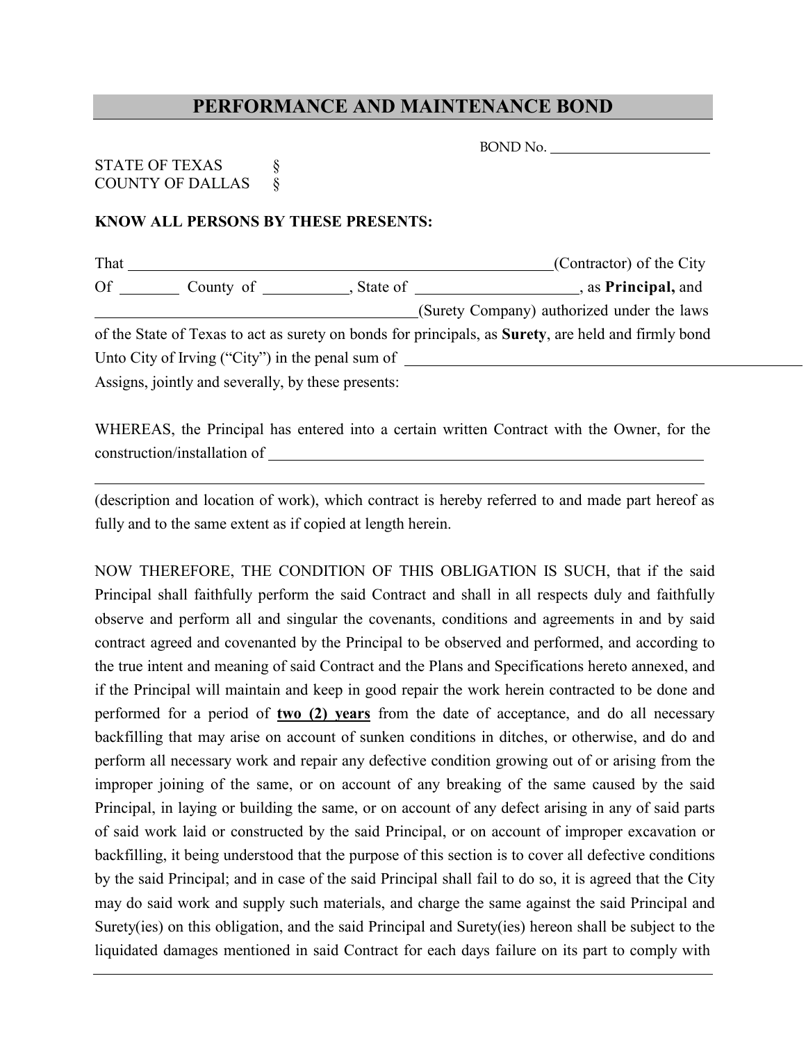# PERFORMANCE AND MAINTENANCE BOND

BOND No. ______________________

STATE OF TEXAS §
COUNTY OF DALLAS §

**KNOW ALL PERSONS BY THESE PRESENTS:**

That ____________________________________________________________(Contractor) of the City Of ________ County of ___________, State of _____________________, as **Principal,** and ____________________________________________(Surety Company) authorized under the laws of the State of Texas to act as surety on bonds for principals, as **Surety**, are held and firmly bond Unto City of Irving ("City") in the penal sum of ______________________________________________________ Assigns, jointly and severally, by these presents:

WHEREAS, the Principal has entered into a certain written Contract with the Owner, for the construction/installation of ______________________________________________________________

______________________________________________________________________________

(description and location of work), which contract is hereby referred to and made part hereof as fully and to the same extent as if copied at length herein.

NOW THEREFORE, THE CONDITION OF THIS OBLIGATION IS SUCH, that if the said Principal shall faithfully perform the said Contract and shall in all respects duly and faithfully observe and perform all and singular the covenants, conditions and agreements in and by said contract agreed and covenanted by the Principal to be observed and performed, and according to the true intent and meaning of said Contract and the Plans and Specifications hereto annexed, and if the Principal will maintain and keep in good repair the work herein contracted to be done and performed for a period of **two (2) years** from the date of acceptance, and do all necessary backfilling that may arise on account of sunken conditions in ditches, or otherwise, and do and perform all necessary work and repair any defective condition growing out of or arising from the improper joining of the same, or on account of any breaking of the same caused by the said Principal, in laying or building the same, or on account of any defect arising in any of said parts of said work laid or constructed by the said Principal, or on account of improper excavation or backfilling, it being understood that the purpose of this section is to cover all defective conditions by the said Principal; and in case of the said Principal shall fail to do so, it is agreed that the City may do said work and supply such materials, and charge the same against the said Principal and Surety(ies) on this obligation, and the said Principal and Surety(ies) hereon shall be subject to the liquidated damages mentioned in said Contract for each days failure on its part to comply with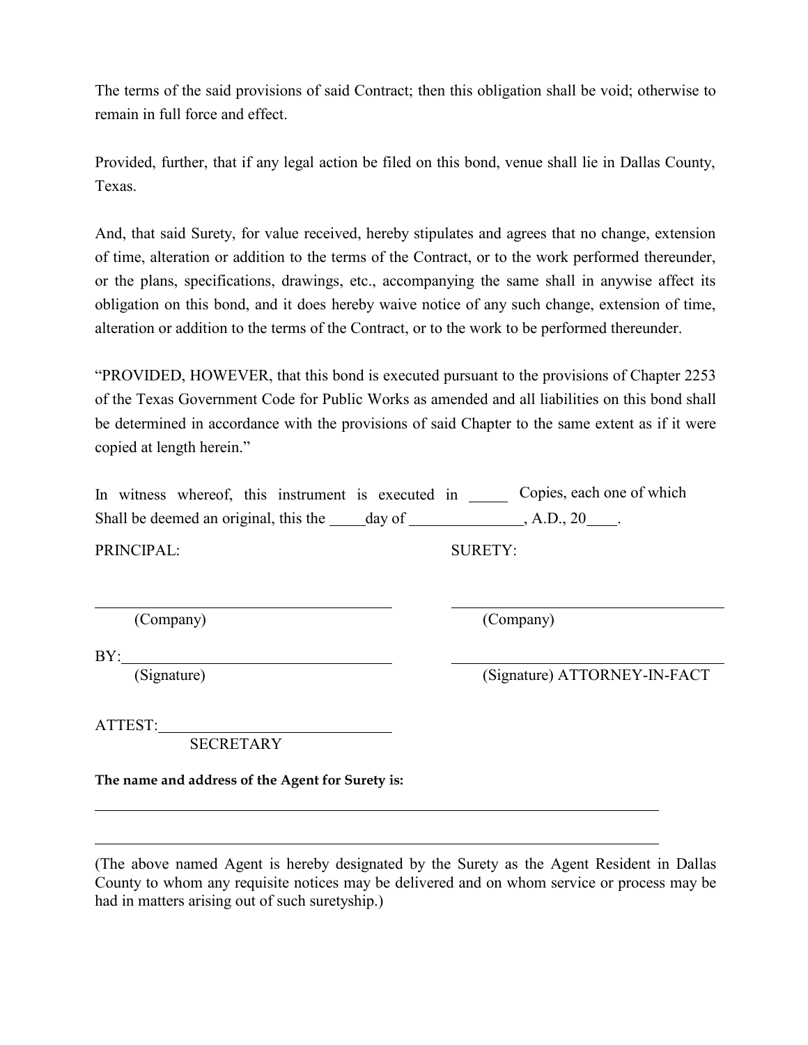The terms of the said provisions of said Contract; then this obligation shall be void; otherwise to remain in full force and effect.

Provided, further, that if any legal action be filed on this bond, venue shall lie in Dallas County, Texas.

And, that said Surety, for value received, hereby stipulates and agrees that no change, extension of time, alteration or addition to the terms of the Contract, or to the work performed thereunder, or the plans, specifications, drawings, etc., accompanying the same shall in anywise affect its obligation on this bond, and it does hereby waive notice of any such change, extension of time, alteration or addition to the terms of the Contract, or to the work to be performed thereunder.

"PROVIDED, HOWEVER, that this bond is executed pursuant to the provisions of Chapter 2253 of the Texas Government Code for Public Works as amended and all liabilities on this bond shall be determined in accordance with the provisions of said Chapter to the same extent as if it were copied at length herein."

In witness whereof, this instrument is executed in _____ Copies, each one of which Shall be deemed an original, this the _____day of _______________, A.D., 20____.

PRINCIPAL:

_______________________________________
(Company)

BY:____________________________________
(Signature)

ATTEST:________________________________
SECRETARY

SURETY:

_______________________________________
(Company)

_______________________________________
(Signature) ATTORNEY-IN-FACT

**The name and address of the Agent for Surety is:**

_______________________________________________________________________________

_______________________________________________________________________________

(The above named Agent is hereby designated by the Surety as the Agent Resident in Dallas County to whom any requisite notices may be delivered and on whom service or process may be had in matters arising out of such suretyship.)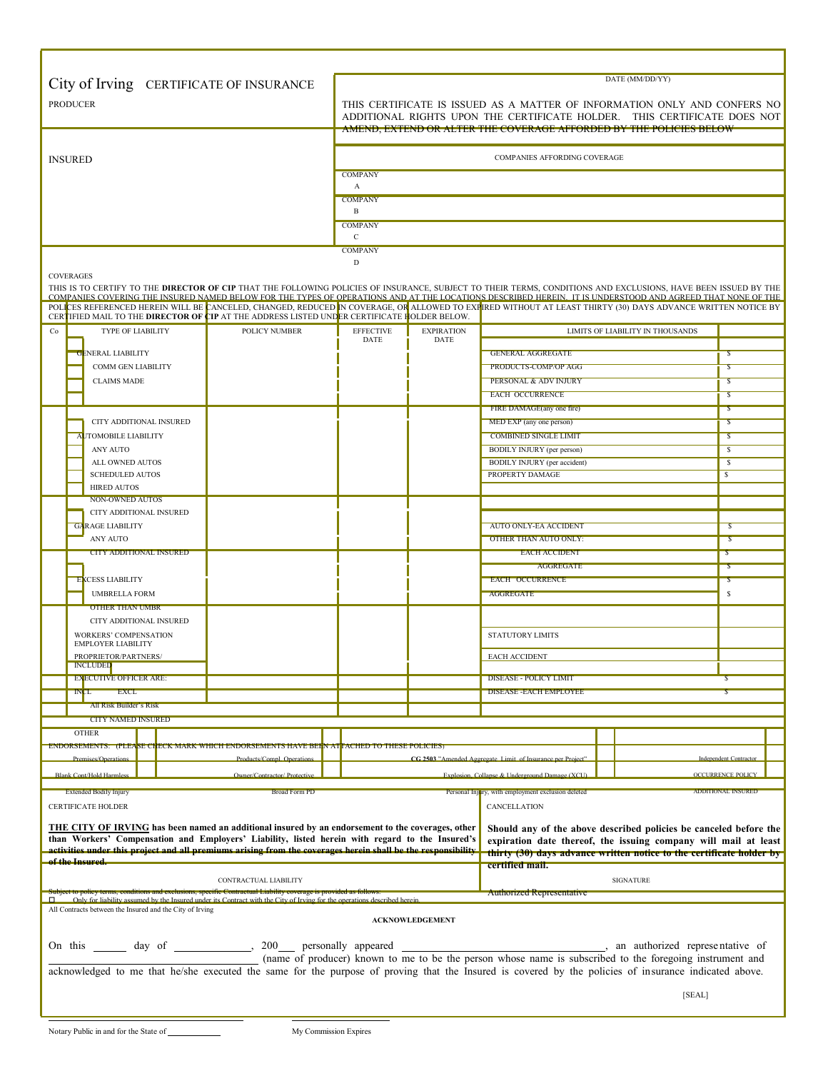# City of Irving CERTIFICATE OF INSURANCE

DATE (MM/DD/YY)

PRODUCER

THIS CERTIFICATE IS ISSUED AS A MATTER OF INFORMATION ONLY AND CONFERS NO ADDITIONAL RIGHTS UPON THE CERTIFICATE HOLDER. THIS CERTIFICATE DOES NOT AMEND, EXTEND OR ALTER THE COVERAGE AFFORDED BY THE POLICIES BELOW

INSURED

COMPANIES AFFORDING COVERAGE

COMPANY A

COMPANY B

COMPANY C

COMPANY D

COVERAGES

THIS IS TO CERTIFY TO THE **DIRECTOR OF CIP** THAT THE FOLLOWING POLICIES OF INSURANCE, SUBJECT TO THEIR TERMS, CONDITIONS AND EXCLUSIONS, HAVE BEEN ISSUED BY THE COMPANIES COVERING THE INSURED NAMED BELOW FOR THE TYPES OF OPERATIONS AND AT THE LOCATIONS DESCRIBED HEREIN. IT IS UNDERSTOOD AND AGREED THAT NONE OF THE POLICES REFERENCED HEREIN WILL BE CANCELED, CHANGED, REDUCED IN COVERAGE, OR ALLOWED TO EXPIRED WITHOUT AT LEAST THIRTY (30) DAYS ADVANCE WRITTEN NOTICE BY CERTIFIED MAIL TO THE **DIRECTOR OF CIP** AT THE ADDRESS LISTED UNDER CERTIFICATE HOLDER BELOW.

| Co | TYPE OF LIABILITY | POLICY NUMBER | EFFECTIVE DATE | EXPIRATION DATE | LIMITS OF LIABILITY IN THOUSANDS | |
|---|---|---|---|---|---|---|
| | GENERAL LIABILITY | | | | GENERAL AGGREGATE | $ |
| | COMM GEN LIABILITY | | | | PRODUCTS-COMP/OP AGG | $ |
| | CLAIMS MADE | | | | PERSONAL & ADV INJURY | $ |
| | | | | | EACH OCCURRENCE | $ |
| | | | | | FIRE DAMAGE(any one fire) | $ |
| | CITY ADDITIONAL INSURED | | | | MED EXP (any one person) | $ |
| | AUTOMOBILE LIABILITY | | | | COMBINED SINGLE LIMIT | $ |
| | ANY AUTO | | | | BODILY INJURY (per person) | $ |
| | ALL OWNED AUTOS | | | | BODILY INJURY (per accident) | $ |
| | SCHEDULED AUTOS | | | | PROPERTY DAMAGE | $ |
| | HIRED AUTOS | | | | | |
| | NON-OWNED AUTOS | | | | | |
| | CITY ADDITIONAL INSURED | | | | | |
| | GARAGE LIABILITY | | | | AUTO ONLY-EA ACCIDENT | $ |
| | ANY AUTO | | | | OTHER THAN AUTO ONLY: | $ |
| | CITY ADDITIONAL INSURED | | | | EACH ACCIDENT | $ |
| | | | | | AGGREGATE | $ |
| | EXCESS LIABILITY | | | | EACH OCCURRENCE | $ |
| | UMBRELLA FORM | | | | AGGREGATE | $ |
| | OTHER THAN UMBR | | | | | |
| | CITY ADDITIONAL INSURED | | | | | |
| | WORKERS' COMPENSATION EMPLOYER LIABILITY | | | | STATUTORY LIMITS | |
| | PROPRIETOR/PARTNERS/ INCLUDED | | | | EACH ACCIDENT | |
| | EXECUTIVE OFFICER ARE: | | | | DISEASE - POLICY LIMIT | $ |
| | INCL EXCL | | | | DISEASE -EACH EMPLOYEE | $ |
| | All Risk Builder's Risk | | | | | |
| | CITY NAMED INSURED | | | | | |
| | OTHER | | | | | |

ENDORSEMENTS: (PLEASE CHECK MARK WHICH ENDORSEMENTS HAVE BEEN ATTACHED TO THESE POLICIES)

| | | | |
|---|---|---|---|
| Premises/Operations | Products/Compl. Operations | CG 2503 "Amended Aggregate Limit of Insurance per Project" | Independent Contractor |
| Blank Cont/Hold Harmless | Owner/Contractor/ Protective | Explosion, Collapse & Underground Damage (XCU) | OCCURRENCE POLICY |
| Extended Bodily Injury | Broad Form PD | Personal Injury, with employment exclusion deleted | ADDITIONAL INSURED |

CERTIFICATE HOLDER

**THE CITY OF IRVING has been named an additional insured by an endorsement to the coverages, other than Workers' Compensation and Employers' Liability, listed herein with regard to the Insured's activities under this project and all premiums arising from the coverages herein shall be the responsibility of the Insured.**

CANCELLATION

**Should any of the above described policies be canceled before the expiration date thereof, the issuing company will mail at least thirty (30) days advance written notice to the certificate holder by certified mail.**

CONTRACTUAL LIABILITY

Subject to policy terms, conditions and exclusions, specific Contractual Liability coverage is provided as follows:

☐ Only for liability assumed by the Insured under its Contract with the City of Irving for the operations described herein.

All Contracts between the Insured and the City of Irving

SIGNATURE

Authorized Representative

**ACKNOWLEDGEMENT**

On this ______ day of ______________, 200___ personally appeared ________________________________, an authorized representative of ______________________________ (name of producer) known to me to be the person whose name is subscribed to the foregoing instrument and acknowledged to me that he/she executed the same for the purpose of proving that the Insured is covered by the policies of insurance indicated above.

[SEAL]

Notary Public in and for the State of ___________

My Commission Expires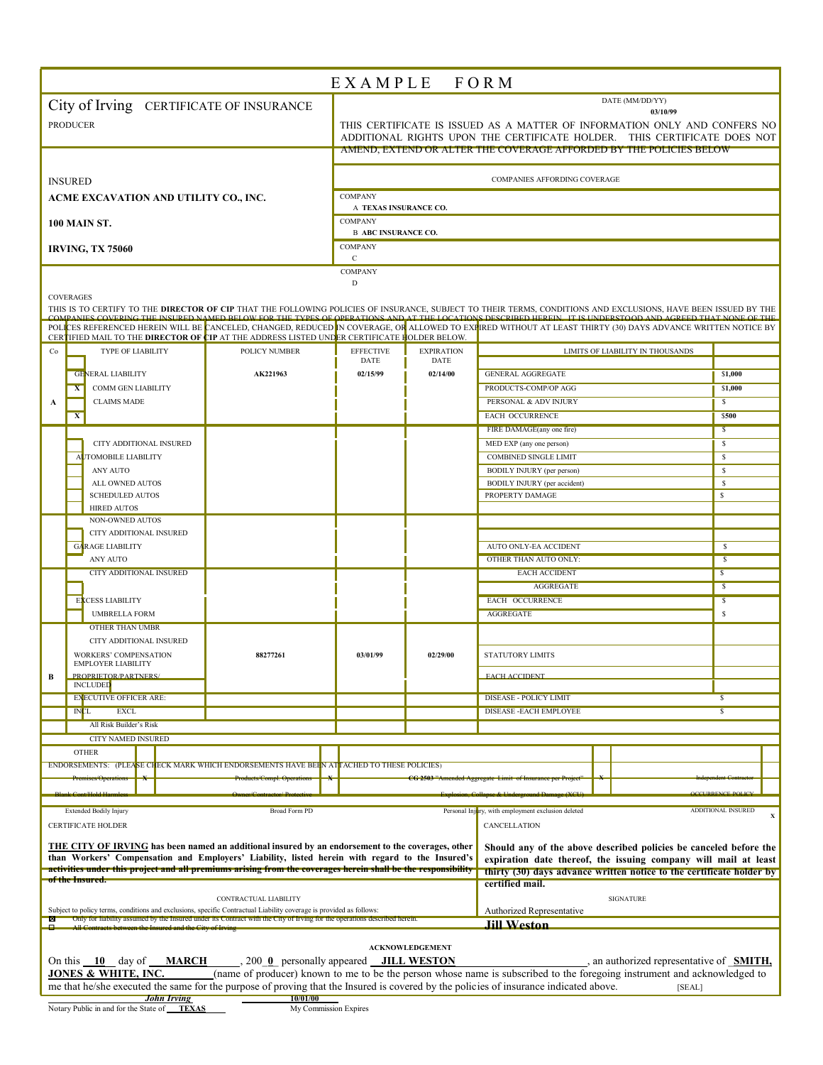# EXAMPLE FORM

## City of Irving CERTIFICATE OF INSURANCE

DATE (MM/DD/YY)
**03/10/99**

PRODUCER

THIS CERTIFICATE IS ISSUED AS A MATTER OF INFORMATION ONLY AND CONFERS NO ADDITIONAL RIGHTS UPON THE CERTIFICATE HOLDER. THIS CERTIFICATE DOES NOT AMEND, EXTEND OR ALTER THE COVERAGE AFFORDED BY THE POLICIES BELOW

INSURED

**ACME EXCAVATION AND UTILITY CO., INC.**

**100 MAIN ST.**

**IRVING, TX 75060**

COMPANIES AFFORDING COVERAGE

| | |
|---|---|
| COMPANY A | **TEXAS INSURANCE CO.** |
| COMPANY B | **ABC INSURANCE CO.** |
| COMPANY C | |
| COMPANY D | |

COVERAGES

THIS IS TO CERTIFY TO THE **DIRECTOR OF CIP** THAT THE FOLLOWING POLICIES OF INSURANCE, SUBJECT TO THEIR TERMS, CONDITIONS AND EXCLUSIONS, HAVE BEEN ISSUED BY THE COMPANIES COVERING THE INSURED NAMED BELOW FOR THE TYPES OF OPERATIONS AND AT THE LOCATIONS DESCRIBED HEREIN. IT IS UNDERSTOOD AND AGREED THAT NONE OF THE POLICES REFERENCED HEREIN WILL BE CANCELED, CHANGED, REDUCED IN COVERAGE, OR ALLOWED TO EXPIRED WITHOUT AT LEAST THIRTY (30) DAYS ADVANCE WRITTEN NOTICE BY CERTIFIED MAIL TO THE **DIRECTOR OF CIP** AT THE ADDRESS LISTED UNDER CERTIFICATE HOLDER BELOW.

| Co | TYPE OF LIABILITY | POLICY NUMBER | EFFECTIVE DATE | EXPIRATION DATE | LIMITS OF LIABILITY IN THOUSANDS | |
|---|---|---|---|---|---|---|
| A | GENERAL LIABILITY | **AK221963** | **02/15/99** | **02/14/00** | GENERAL AGGREGATE | **$1,000** |
| | X COMM GEN LIABILITY | | | | PRODUCTS-COMP/OP AGG | **$1,000** |
| | CLAIMS MADE | | | | PERSONAL & ADV INJURY | $ |
| | X | | | | EACH OCCURRENCE | **$500** |
| | | | | | FIRE DAMAGE(any one fire) | $ |
| | CITY ADDITIONAL INSURED | | | | MED EXP (any one person) | $ |
| | AUTOMOBILE LIABILITY | | | | COMBINED SINGLE LIMIT | $ |
| | ANY AUTO | | | | BODILY INJURY (per person) | $ |
| | ALL OWNED AUTOS | | | | BODILY INJURY (per accident) | $ |
| | SCHEDULED AUTOS | | | | PROPERTY DAMAGE | $ |
| | HIRED AUTOS | | | | | |
| | NON-OWNED AUTOS | | | | | |
| | CITY ADDITIONAL INSURED | | | | | |
| | GARAGE LIABILITY | | | | AUTO ONLY-EA ACCIDENT | $ |
| | ANY AUTO | | | | OTHER THAN AUTO ONLY: | $ |
| | CITY ADDITIONAL INSURED | | | | EACH ACCIDENT | $ |
| | | | | | AGGREGATE | $ |
| | EXCESS LIABILITY | | | | EACH OCCURRENCE | $ |
| | UMBRELLA FORM | | | | AGGREGATE | $ |
| | OTHER THAN UMBR | | | | | |
| | CITY ADDITIONAL INSURED | | | | | |
| B | WORKERS' COMPENSATION EMPLOYER LIABILITY | **88277261** | **03/01/99** | **02/29/00** | STATUTORY LIMITS | |
| | PROPRIETOR/PARTNERS/ INCLUDED | | | | EACH ACCIDENT | |
| | EXECUTIVE OFFICER ARE: | | | | DISEASE - POLICY LIMIT | $ |
| | INCL EXCL | | | | DISEASE -EACH EMPLOYEE | $ |
| | All Risk Builder's Risk | | | | | |
| | CITY NAMED INSURED | | | | | |
| | OTHER | | | | | |

ENDORSEMENTS: (PLEASE CHECK MARK WHICH ENDORSEMENTS HAVE BEEN ATTACHED TO THESE POLICIES)

| | | | | | |
|---|---|---|---|---|---|
| Premises/Operations | X | Products/Compl. Operations | X | CG 2503 "Amended Aggregate Limit of Insurance per Project" | X |
| Independent Contractor | | Blank Cont/Hold Harmless | | Owner/Contractor/ Protective | |
| Explosion, Collapse & Underground Damage (XCU) | | OCCURRENCE POLICY | | Extended Bodily Injury | |
| Broad Form PD | | Personal Injury, with employment exclusion deleted | | ADDITIONAL INSURED | X |

CERTIFICATE HOLDER

**THE CITY OF IRVING has been named an additional insured by an endorsement to the coverages, other than Workers' Compensation and Employers' Liability, listed herein with regard to the Insured's activities under this project and all premiums arising from the coverages herein shall be the responsibility of the Insured.**

CANCELLATION

**Should any of the above described policies be canceled before the expiration date thereof, the issuing company will mail at least thirty (30) days advance written notice to the certificate holder by certified mail.**

CONTRACTUAL LIABILITY

Subject to policy terms, conditions and exclusions, specific Contractual Liability coverage is provided as follows:

- ☒ Only for liability assumed by the Insured under its Contract with the City of Irving for the operations described herein.
- ☐ All Contracts between the Insured and the City of Irving

SIGNATURE

Authorized Representative

***Jill Weston***

ACKNOWLEDGEMENT

On this **10** day of **MARCH**, 200**0** personally appeared **JILL WESTON**, an authorized representative of **SMITH, JONES & WHITE, INC.** (name of producer) known to me to be the person whose name is subscribed to the foregoing instrument and acknowledged to me that he/she executed the same for the purpose of proving that the Insured is covered by the policies of insurance indicated above. [SEAL]

***John Irving***
Notary Public in and for the State of **TEXAS**

**10/01/00**
My Commission Expires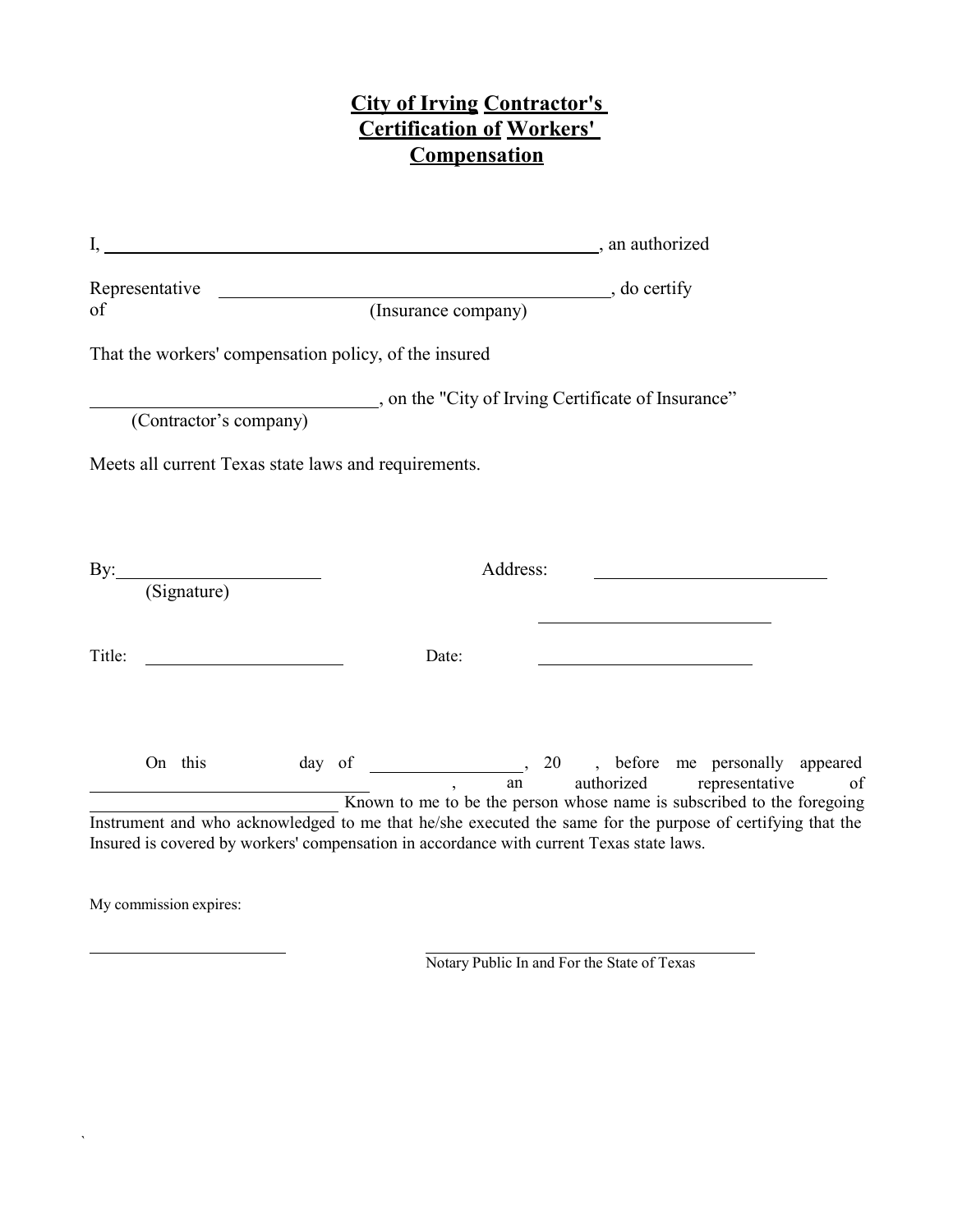# City of Irving Contractor's Certification of Workers' Compensation

I, ______________________________________________, an authorized

Representative of ____________________________________, do certify
(Insurance company)

That the workers' compensation policy, of the insured

____________________________, on the "City of Irving Certificate of Insurance"
(Contractor's company)

Meets all current Texas state laws and requirements.

By: ______________________ Address: ________________________
(Signature)
________________________

Title: ______________________ Date: ________________________

On this ______ day of _______________, 20 ___, before me personally appeared ____________________________, an authorized representative of ____________________________ Known to me to be the person whose name is subscribed to the foregoing Instrument and who acknowledged to me that he/she executed the same for the purpose of certifying that the Insured is covered by workers' compensation in accordance with current Texas state laws.

My commission expires:

______________________ ____________________________________
Notary Public In and For the State of Texas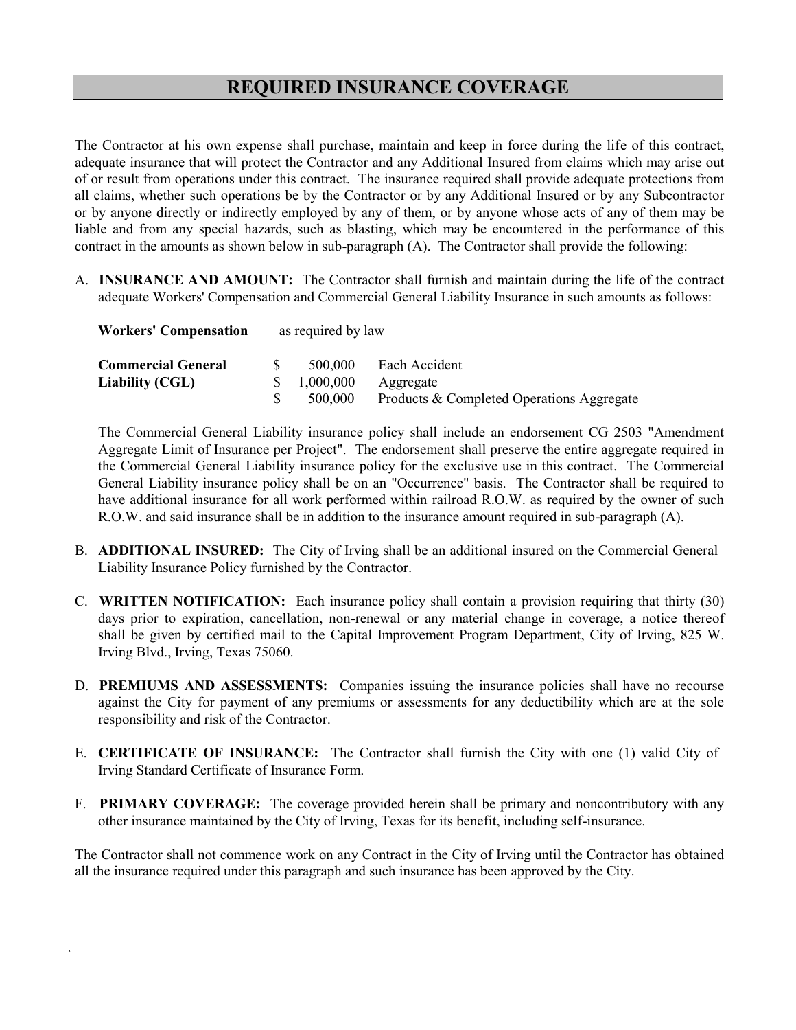# REQUIRED INSURANCE COVERAGE

The Contractor at his own expense shall purchase, maintain and keep in force during the life of this contract, adequate insurance that will protect the Contractor and any Additional Insured from claims which may arise out of or result from operations under this contract. The insurance required shall provide adequate protections from all claims, whether such operations be by the Contractor or by any Additional Insured or by any Subcontractor or by anyone directly or indirectly employed by any of them, or by anyone whose acts of any of them may be liable and from any special hazards, such as blasting, which may be encountered in the performance of this contract in the amounts as shown below in sub-paragraph (A). The Contractor shall provide the following:

A. **INSURANCE AND AMOUNT:** The Contractor shall furnish and maintain during the life of the contract adequate Workers' Compensation and Commercial General Liability Insurance in such amounts as follows:

| | | |
|---|---|---|
| **Workers' Compensation** | as required by law | |
| **Commercial General Liability (CGL)** | $ 500,000 | Each Accident |
| | $ 1,000,000 | Aggregate |
| | $ 500,000 | Products & Completed Operations Aggregate |

The Commercial General Liability insurance policy shall include an endorsement CG 2503 "Amendment Aggregate Limit of Insurance per Project". The endorsement shall preserve the entire aggregate required in the Commercial General Liability insurance policy for the exclusive use in this contract. The Commercial General Liability insurance policy shall be on an "Occurrence" basis. The Contractor shall be required to have additional insurance for all work performed within railroad R.O.W. as required by the owner of such R.O.W. and said insurance shall be in addition to the insurance amount required in sub-paragraph (A).

B. **ADDITIONAL INSURED:** The City of Irving shall be an additional insured on the Commercial General Liability Insurance Policy furnished by the Contractor.

C. **WRITTEN NOTIFICATION:** Each insurance policy shall contain a provision requiring that thirty (30) days prior to expiration, cancellation, non-renewal or any material change in coverage, a notice thereof shall be given by certified mail to the Capital Improvement Program Department, City of Irving, 825 W. Irving Blvd., Irving, Texas 75060.

D. **PREMIUMS AND ASSESSMENTS:** Companies issuing the insurance policies shall have no recourse against the City for payment of any premiums or assessments for any deductibility which are at the sole responsibility and risk of the Contractor.

E. **CERTIFICATE OF INSURANCE:** The Contractor shall furnish the City with one (1) valid City of Irving Standard Certificate of Insurance Form.

F. **PRIMARY COVERAGE:** The coverage provided herein shall be primary and noncontributory with any other insurance maintained by the City of Irving, Texas for its benefit, including self-insurance.

The Contractor shall not commence work on any Contract in the City of Irving until the Contractor has obtained all the insurance required under this paragraph and such insurance has been approved by the City.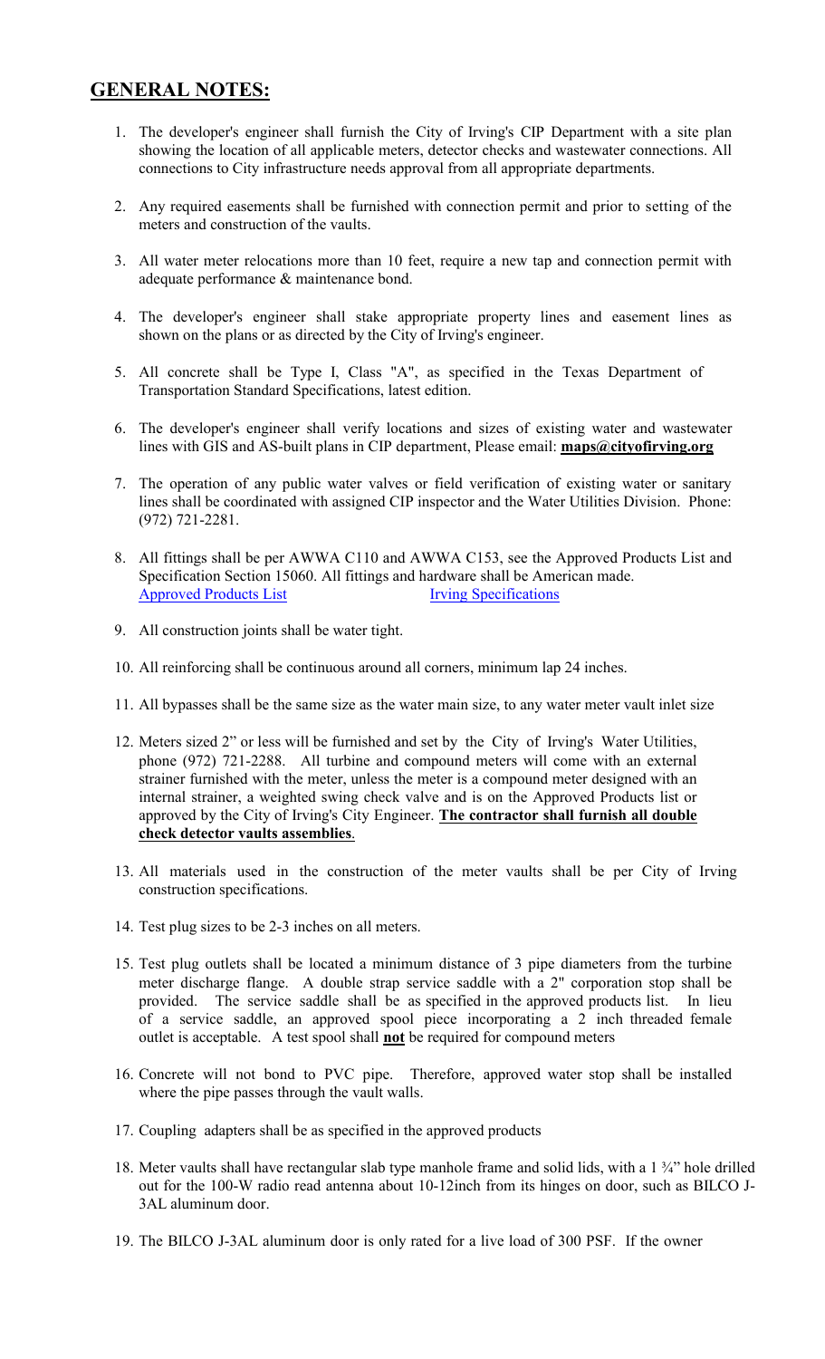## GENERAL NOTES:

1. The developer's engineer shall furnish the City of Irving's CIP Department with a site plan showing the location of all applicable meters, detector checks and wastewater connections. All connections to City infrastructure needs approval from all appropriate departments.

2. Any required easements shall be furnished with connection permit and prior to setting of the meters and construction of the vaults.

3. All water meter relocations more than 10 feet, require a new tap and connection permit with adequate performance & maintenance bond.

4. The developer's engineer shall stake appropriate property lines and easement lines as shown on the plans or as directed by the City of Irving's engineer.

5. All concrete shall be Type I, Class "A", as specified in the Texas Department of Transportation Standard Specifications, latest edition.

6. The developer's engineer shall verify locations and sizes of existing water and wastewater lines with GIS and AS-built plans in CIP department, Please email: **maps@cityofirving.org**

7. The operation of any public water valves or field verification of existing water or sanitary lines shall be coordinated with assigned CIP inspector and the Water Utilities Division. Phone: (972) 721-2281.

8. All fittings shall be per AWWA C110 and AWWA C153, see the Approved Products List and Specification Section 15060. All fittings and hardware shall be American made.
   Approved Products List    Irving Specifications

9. All construction joints shall be water tight.

10. All reinforcing shall be continuous around all corners, minimum lap 24 inches.

11. All bypasses shall be the same size as the water main size, to any water meter vault inlet size

12. Meters sized 2" or less will be furnished and set by the City of Irving's Water Utilities, phone (972) 721-2288. All turbine and compound meters will come with an external strainer furnished with the meter, unless the meter is a compound meter designed with an internal strainer, a weighted swing check valve and is on the Approved Products list or approved by the City of Irving's City Engineer. **The contractor shall furnish all double check detector vaults assemblies**.

13. All materials used in the construction of the meter vaults shall be per City of Irving construction specifications.

14. Test plug sizes to be 2-3 inches on all meters.

15. Test plug outlets shall be located a minimum distance of 3 pipe diameters from the turbine meter discharge flange. A double strap service saddle with a 2" corporation stop shall be provided. The service saddle shall be as specified in the approved products list. In lieu of a service saddle, an approved spool piece incorporating a 2 inch threaded female outlet is acceptable. A test spool shall **not** be required for compound meters

16. Concrete will not bond to PVC pipe. Therefore, approved water stop shall be installed where the pipe passes through the vault walls.

17. Coupling adapters shall be as specified in the approved products

18. Meter vaults shall have rectangular slab type manhole frame and solid lids, with a 1 ¾" hole drilled out for the 100-W radio read antenna about 10-12inch from its hinges on door, such as BILCO J-3AL aluminum door.

19. The BILCO J-3AL aluminum door is only rated for a live load of 300 PSF. If the owner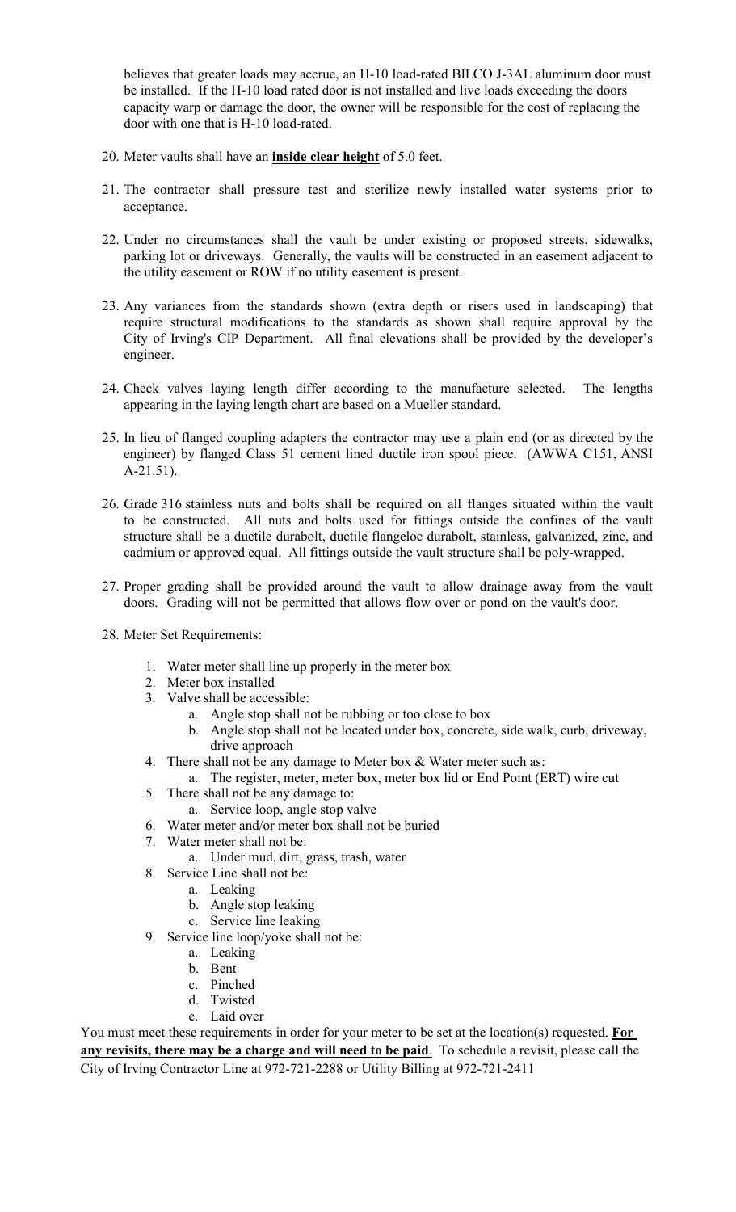believes that greater loads may accrue, an H-10 load-rated BILCO J-3AL aluminum door must be installed. If the H-10 load rated door is not installed and live loads exceeding the doors capacity warp or damage the door, the owner will be responsible for the cost of replacing the door with one that is H-10 load-rated.

20. Meter vaults shall have an **inside clear height** of 5.0 feet.

21. The contractor shall pressure test and sterilize newly installed water systems prior to acceptance.

22. Under no circumstances shall the vault be under existing or proposed streets, sidewalks, parking lot or driveways. Generally, the vaults will be constructed in an easement adjacent to the utility easement or ROW if no utility easement is present.

23. Any variances from the standards shown (extra depth or risers used in landscaping) that require structural modifications to the standards as shown shall require approval by the City of Irving's CIP Department. All final elevations shall be provided by the developer's engineer.

24. Check valves laying length differ according to the manufacture selected. The lengths appearing in the laying length chart are based on a Mueller standard.

25. In lieu of flanged coupling adapters the contractor may use a plain end (or as directed by the engineer) by flanged Class 51 cement lined ductile iron spool piece. (AWWA C151, ANSI A-21.51).

26. Grade 316 stainless nuts and bolts shall be required on all flanges situated within the vault to be constructed. All nuts and bolts used for fittings outside the confines of the vault structure shall be a ductile durabolt, ductile flangeloc durabolt, stainless, galvanized, zinc, and cadmium or approved equal. All fittings outside the vault structure shall be poly-wrapped.

27. Proper grading shall be provided around the vault to allow drainage away from the vault doors. Grading will not be permitted that allows flow over or pond on the vault's door.

28. Meter Set Requirements:
    1. Water meter shall line up properly in the meter box
    2. Meter box installed
    3. Valve shall be accessible:
        a. Angle stop shall not be rubbing or too close to box
        b. Angle stop shall not be located under box, concrete, side walk, curb, driveway, drive approach
    4. There shall not be any damage to Meter box & Water meter such as:
        a. The register, meter, meter box, meter box lid or End Point (ERT) wire cut
    5. There shall not be any damage to:
        a. Service loop, angle stop valve
    6. Water meter and/or meter box shall not be buried
    7. Water meter shall not be:
        a. Under mud, dirt, grass, trash, water
    8. Service Line shall not be:
        a. Leaking
        b. Angle stop leaking
        c. Service line leaking
    9. Service line loop/yoke shall not be:
        a. Leaking
        b. Bent
        c. Pinched
        d. Twisted
        e. Laid over

You must meet these requirements in order for your meter to be set at the location(s) requested. **For any revisits, there may be a charge and will need to be paid**. To schedule a revisit, please call the City of Irving Contractor Line at 972-721-2288 or Utility Billing at 972-721-2411